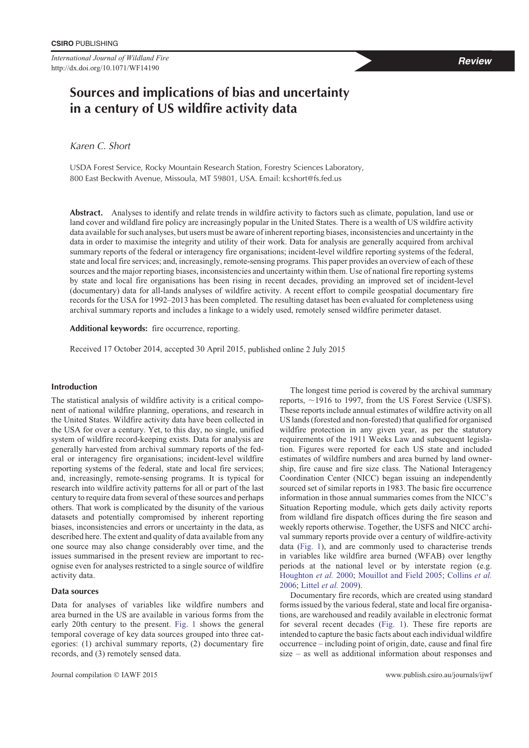# Sources and implications of bias and uncertainty in a century of US wildfire activity data

*Karen C. Short*

USDA Forest Service, Rocky Mountain Research Station, Forestry Sciences Laboratory, 800 East Beckwith Avenue, Missoula, MT 59801, USA. Email: kcshort@fs.fed.us

**Abstract.** Analyses to identify and relate trends in wildfire activity to factors such as climate, population, land use or land cover and wildland fire policy are increasingly popular in the United States. There is a wealth of US wildfire activity data available for such analyses, but users must be aware of inherent reporting biases, inconsistencies and uncertainty in the data in order to maximise the integrity and utility of their work. Data for analysis are generally acquired from archival summary reports of the federal or interagency fire organisations; incident-level wildfire reporting systems of the federal, state and local fire services; and, increasingly, remote-sensing programs. This paper provides an overview of each of these sources and the major reporting biases, inconsistencies and uncertainty within them. Use of national fire reporting systems by state and local fire organisations has been rising in recent decades, providing an improved set of incident-level (documentary) data for all-lands analyses of wildfire activity. A recent effort to compile geospatial documentary fire records for the USA for 1992–2013 has been completed. The resulting dataset has been evaluated for completeness using archival summary reports and includes a linkage to a widely used, remotely sensed wildfire perimeter dataset.

**Additional keywords:** fire occurrence, reporting.

Received 17 October 2014, accepted 30 April 2015, published online 2 July 2015

## Introduction

The statistical analysis of wildfire activity is a critical component of national wildfire planning, operations, and research in the United States. Wildfire activity data have been collected in the USA for over a century. Yet, to this day, no single, unified system of wildfire record-keeping exists. Data for analysis are generally harvested from archival summary reports of the federal or interagency fire organisations; incident-level wildfire reporting systems of the federal, state and local fire services; and, increasingly, remote-sensing programs. It is typical for research into wildfire activity patterns for all or part of the last century to require data from several of these sources and perhaps others. That work is complicated by the disunity of the various datasets and potentially compromised by inherent reporting biases, inconsistencies and errors or uncertainty in the data, as described here. The extent and quality of data available from any one source may also change considerably over time, and the issues summarised in the present review are important to recognise even for analyses restricted to a single source of wildfire activity data.

### Data sources

Data for analyses of variables like wildfire numbers and area burned in the US are available in various forms from the early 20th century to the present. Fig. 1 shows the general temporal coverage of key data sources grouped into three categories: (1) archival summary reports, (2) documentary fire records, and (3) remotely sensed data.

The longest time period is covered by the archival summary reports, ~1916 to 1997, from the US Forest Service (USFS). These reports include annual estimates of wildfire activity on all US lands (forested and non-forested) that qualified for organised wildfire protection in any given year, as per the statutory requirements of the 1911 Weeks Law and subsequent legislation. Figures were reported for each US state and included estimates of wildfire numbers and area burned by land ownership, fire cause and fire size class. The National Interagency Coordination Center (NICC) began issuing an independently sourced set of similar reports in 1983. The basic fire occurrence information in those annual summaries comes from the NICC's Situation Reporting module, which gets daily activity reports from wildland fire dispatch offices during the fire season and weekly reports otherwise. Together, the USFS and NICC archival summary reports provide over a century of wildfire-activity data (Fig. 1), and are commonly used to characterise trends in variables like wildfire area burned (WFAB) over lengthy periods at the national level or by interstate region (e.g. Houghton *et al.* 2000; Mouillot and Field 2005; Collins *et al.* 2006; Littel *et al.* 2009).

Documentary fire records, which are created using standard forms issued by the various federal, state and local fire organisations, are warehoused and readily available in electronic format for several recent decades (Fig. 1). These fire reports are intended to capture the basic facts about each individual wildfire occurrence – including point of origin, date, cause and final fire size – as well as additional information about responses and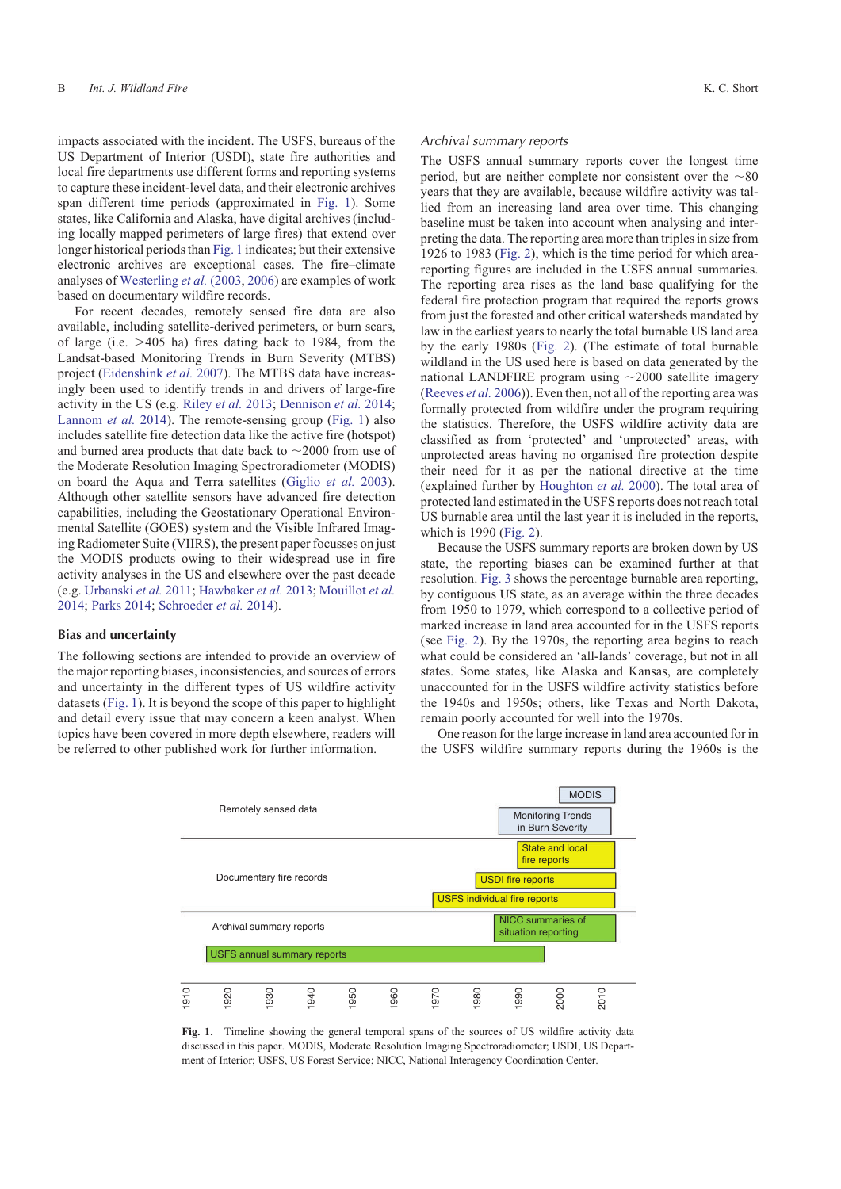impacts associated with the incident. The USFS, bureaus of the US Department of Interior (USDI), state fire authorities and local fire departments use different forms and reporting systems to capture these incident-level data, and their electronic archives span different time periods (approximated in Fig. 1). Some states, like California and Alaska, have digital archives (including locally mapped perimeters of large fires) that extend over longer historical periods than Fig. 1 indicates; but their extensive electronic archives are exceptional cases. The fire–climate analyses of Westerling *et al.* (2003, 2006) are examples of work based on documentary wildfire records.

For recent decades, remotely sensed fire data are also available, including satellite-derived perimeters, or burn scars, of large (i.e. >405 ha) fires dating back to 1984, from the Landsat-based Monitoring Trends in Burn Severity (MTBS) project (Eidenshink *et al.* 2007). The MTBS data have increasingly been used to identify trends in and drivers of large-fire activity in the US (e.g. Riley *et al.* 2013; Dennison *et al.* 2014; Lannom *et al.* 2014). The remote-sensing group (Fig. 1) also includes satellite fire detection data like the active fire (hotspot) and burned area products that date back to ~2000 from use of the Moderate Resolution Imaging Spectroradiometer (MODIS) on board the Aqua and Terra satellites (Giglio *et al.* 2003). Although other satellite sensors have advanced fire detection capabilities, including the Geostationary Operational Environmental Satellite (GOES) system and the Visible Infrared Imaging Radiometer Suite (VIIRS), the present paper focusses on just the MODIS products owing to their widespread use in fire activity analyses in the US and elsewhere over the past decade (e.g. Urbanski *et al.* 2011; Hawbaker *et al.* 2013; Mouillot *et al.* 2014; Parks 2014; Schroeder *et al.* 2014).

## Bias and uncertainty

The following sections are intended to provide an overview of the major reporting biases, inconsistencies, and sources of errors and uncertainty in the different types of US wildfire activity datasets (Fig. 1). It is beyond the scope of this paper to highlight and detail every issue that may concern a keen analyst. When topics have been covered in more depth elsewhere, readers will be referred to other published work for further information.

### *Archival summary reports*

The USFS annual summary reports cover the longest time period, but are neither complete nor consistent over the ~80 years that they are available, because wildfire activity was tallied from an increasing land area over time. This changing baseline must be taken into account when analysing and interpreting the data. The reporting area more than triples in size from 1926 to 1983 (Fig. 2), which is the time period for which area-reporting figures are included in the USFS annual summaries. The reporting area rises as the land base qualifying for the federal fire protection program that required the reports grows from just the forested and other critical watersheds mandated by law in the earliest years to nearly the total burnable US land area by the early 1980s (Fig. 2). (The estimate of total burnable wildland in the US used here is based on data generated by the national LANDFIRE program using ~2000 satellite imagery (Reeves *et al.* 2006)). Even then, not all of the reporting area was formally protected from wildfire under the program requiring the statistics. Therefore, the USFS wildfire activity data are classified as from 'protected' and 'unprotected' areas, with unprotected areas having no organised fire protection despite their need for it as per the national directive at the time (explained further by Houghton *et al.* 2000). The total area of protected land estimated in the USFS reports does not reach total US burnable area until the last year it is included in the reports, which is 1990 (Fig. 2).

Because the USFS summary reports are broken down by US state, the reporting biases can be examined further at that resolution. Fig. 3 shows the percentage burnable area reporting, by contiguous US state, as an average within the three decades from 1950 to 1979, which correspond to a collective period of marked increase in land area accounted for in the USFS reports (see Fig. 2). By the 1970s, the reporting area begins to reach what could be considered an 'all-lands' coverage, but not in all states. Some states, like Alaska and Kansas, are completely unaccounted for in the USFS wildfire activity statistics before the 1940s and 1950s; others, like Texas and North Dakota, remain poorly accounted for well into the 1970s.

One reason for the large increase in land area accounted for in the USFS wildfire summary reports during the 1960s is the

| Group | Source | Approximate span |
|---|---|---|
| Remotely sensed data | MODIS | ~2000–2013 |
| | Monitoring Trends in Burn Severity | ~1984–2013 |
| Documentary fire records | State and local fire reports | ~1990–2013 |
| | USDI fire reports | ~1971–2013 |
| | USFS individual fire reports | ~1970–2013 |
| Archival summary reports | NICC summaries of situation reporting | ~1983–2013 |
| | USFS annual summary reports | ~1916–1997 |

**Fig. 1.** Timeline showing the general temporal spans of the sources of US wildfire activity data discussed in this paper. MODIS, Moderate Resolution Imaging Spectroradiometer; USDI, US Department of Interior; USFS, US Forest Service; NICC, National Interagency Coordination Center.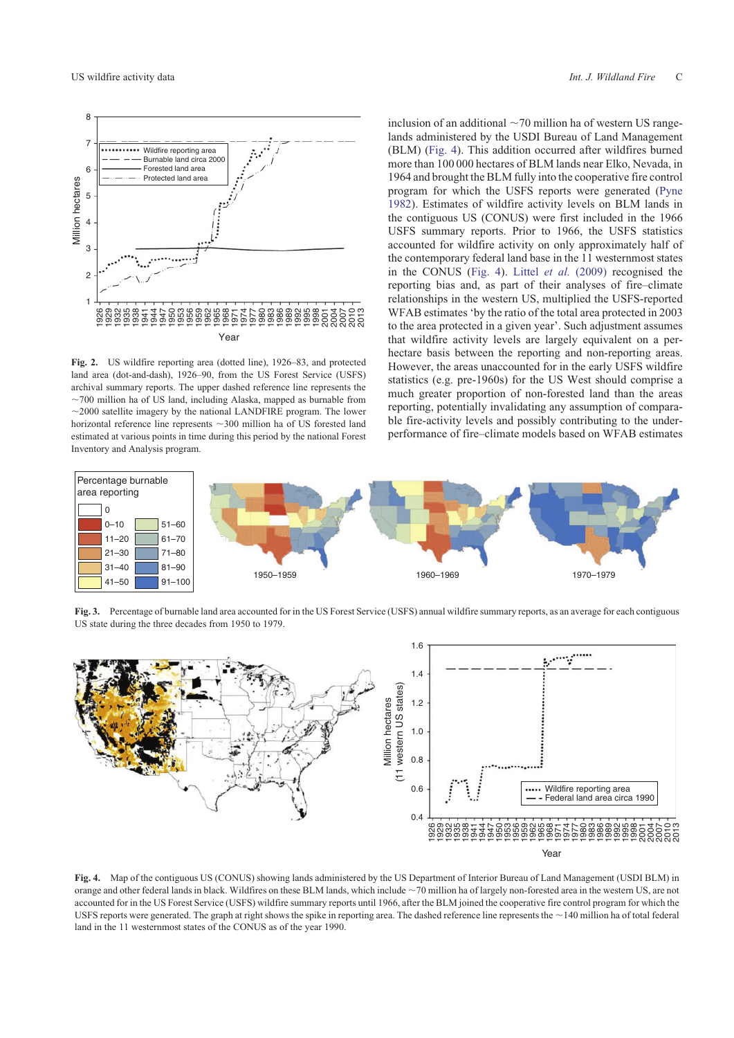Fig. 2. US wildfire reporting area (dotted line), 1926–83, and protected land area (dot-and-dash), 1926–90, from the US Forest Service (USFS) archival summary reports. The upper dashed reference line represents the ~700 million ha of US land, including Alaska, mapped as burnable from ~2000 satellite imagery by the national LANDFIRE program. The lower horizontal reference line represents ~300 million ha of US forested land estimated at various points in time during this period by the national Forest Inventory and Analysis program.

inclusion of an additional ~70 million ha of western US rangelands administered by the USDI Bureau of Land Management (BLM) (Fig. 4). This addition occurred after wildfires burned more than 100 000 hectares of BLM lands near Elko, Nevada, in 1964 and brought the BLM fully into the cooperative fire control program for which the USFS reports were generated (Pyne 1982). Estimates of wildfire activity levels on BLM lands in the contiguous US (CONUS) were first included in the 1966 USFS summary reports. Prior to 1966, the USFS statistics accounted for wildfire activity on only approximately half of the contemporary federal land base in the 11 westernmost states in the CONUS (Fig. 4). Littel *et al.* (2009) recognised the reporting bias and, as part of their analyses of fire–climate relationships in the western US, multiplied the USFS-reported WFAB estimates 'by the ratio of the total area protected in 2003 to the area protected in a given year'. Such adjustment assumes that wildfire activity levels are largely equivalent on a per-hectare basis between the reporting and non-reporting areas. However, the areas unaccounted for in the early USFS wildfire statistics (e.g. pre-1960s) for the US West should comprise a much greater proportion of non-forested land than the areas reporting, potentially invalidating any assumption of comparable fire-activity levels and possibly contributing to the underperformance of fire–climate models based on WFAB estimates

Fig. 3. Percentage of burnable land area accounted for in the US Forest Service (USFS) annual wildfire summary reports, as an average for each contiguous US state during the three decades from 1950 to 1979.

Fig. 4. Map of the contiguous US (CONUS) showing lands administered by the US Department of Interior Bureau of Land Management (USDI BLM) in orange and other federal lands in black. Wildfires on these BLM lands, which include ~70 million ha of largely non-forested area in the western US, are not accounted for in the US Forest Service (USFS) wildfire summary reports until 1966, after the BLM joined the cooperative fire control program for which the USFS reports were generated. The graph at right shows the spike in reporting area. The dashed reference line represents the ~140 million ha of total federal land in the 11 westernmost states of the CONUS as of the year 1990.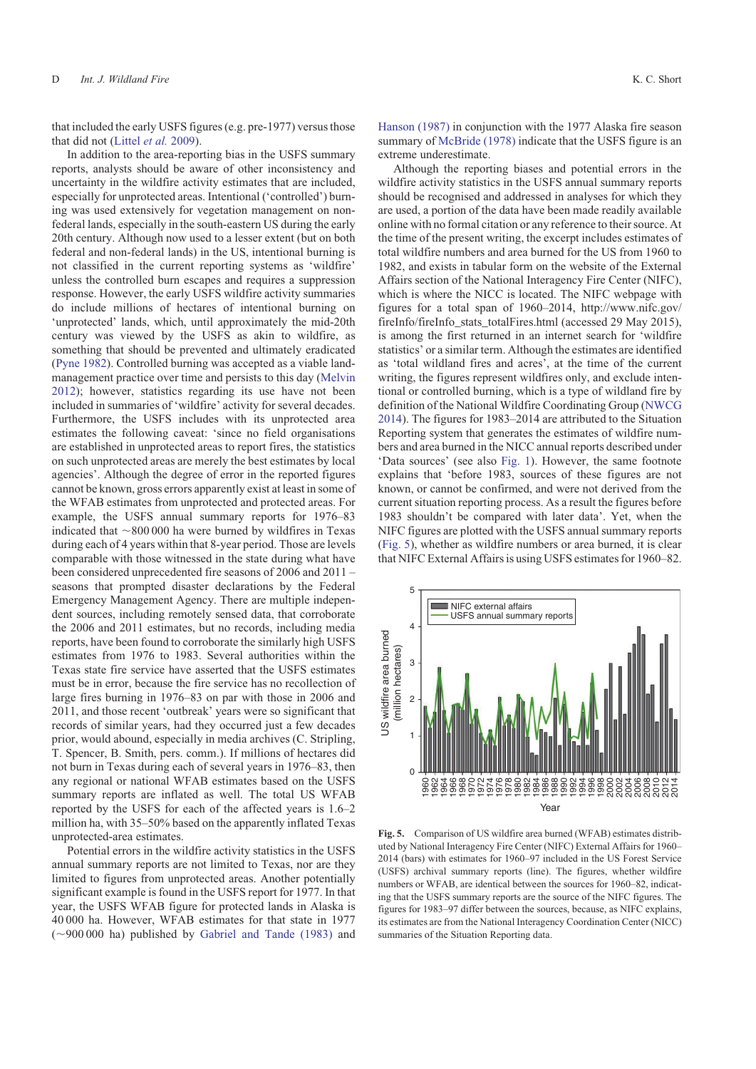that included the early USFS figures (e.g. pre-1977) versus those that did not (Littel *et al.* 2009).

In addition to the area-reporting bias in the USFS summary reports, analysts should be aware of other inconsistency and uncertainty in the wildfire activity estimates that are included, especially for unprotected areas. Intentional ('controlled') burning was used extensively for vegetation management on non-federal lands, especially in the south-eastern US during the early 20th century. Although now used to a lesser extent (but on both federal and non-federal lands) in the US, intentional burning is not classified in the current reporting systems as 'wildfire' unless the controlled burn escapes and requires a suppression response. However, the early USFS wildfire activity summaries do include millions of hectares of intentional burning on 'unprotected' lands, which, until approximately the mid-20th century was viewed by the USFS as akin to wildfire, as something that should be prevented and ultimately eradicated (Pyne 1982). Controlled burning was accepted as a viable land-management practice over time and persists to this day (Melvin 2012); however, statistics regarding its use have not been included in summaries of 'wildfire' activity for several decades. Furthermore, the USFS includes with its unprotected area estimates the following caveat: 'since no field organisations are established in unprotected areas to report fires, the statistics on such unprotected areas are merely the best estimates by local agencies'. Although the degree of error in the reported figures cannot be known, gross errors apparently exist at least in some of the WFAB estimates from unprotected and protected areas. For example, the USFS annual summary reports for 1976–83 indicated that ~800 000 ha were burned by wildfires in Texas during each of 4 years within that 8-year period. Those are levels comparable with those witnessed in the state during what have been considered unprecedented fire seasons of 2006 and 2011 – seasons that prompted disaster declarations by the Federal Emergency Management Agency. There are multiple independent sources, including remotely sensed data, that corroborate the 2006 and 2011 estimates, but no records, including media reports, have been found to corroborate the similarly high USFS estimates from 1976 to 1983. Several authorities within the Texas state fire service have asserted that the USFS estimates must be in error, because the fire service has no recollection of large fires burning in 1976–83 on par with those in 2006 and 2011, and those recent 'outbreak' years were so significant that records of similar years, had they occurred just a few decades prior, would abound, especially in media archives (C. Stripling, T. Spencer, B. Smith, pers. comm.). If millions of hectares did not burn in Texas during each of several years in 1976–83, then any regional or national WFAB estimates based on the USFS summary reports are inflated as well. The total US WFAB reported by the USFS for each of the affected years is 1.6–2 million ha, with 35–50% based on the apparently inflated Texas unprotected-area estimates.

Potential errors in the wildfire activity statistics in the USFS annual summary reports are not limited to Texas, nor are they limited to figures from unprotected areas. Another potentially significant example is found in the USFS report for 1977. In that year, the USFS WFAB figure for protected lands in Alaska is 40 000 ha. However, WFAB estimates for that state in 1977 (~900 000 ha) published by Gabriel and Tande (1983) and Hanson (1987) in conjunction with the 1977 Alaska fire season summary of McBride (1978) indicate that the USFS figure is an extreme underestimate.

Although the reporting biases and potential errors in the wildfire activity statistics in the USFS annual summary reports should be recognised and addressed in analyses for which they are used, a portion of the data have been made readily available online with no formal citation or any reference to their source. At the time of the present writing, the excerpt includes estimates of total wildfire numbers and area burned for the US from 1960 to 1982, and exists in tabular form on the website of the External Affairs section of the National Interagency Fire Center (NIFC), which is where the NICC is located. The NIFC webpage with figures for a total span of 1960–2014, http://www.nifc.gov/fireInfo/fireInfo_stats_totalFires.html (accessed 29 May 2015), is among the first returned in an internet search for 'wildfire statistics' or a similar term. Although the estimates are identified as 'total wildland fires and acres', at the time of the current writing, the figures represent wildfires only, and exclude intentional or controlled burning, which is a type of wildland fire by definition of the National Wildfire Coordinating Group (NWCG 2014). The figures for 1983–2014 are attributed to the Situation Reporting system that generates the estimates of wildfire numbers and area burned in the NICC annual reports described under 'Data sources' (see also Fig. 1). However, the same footnote explains that 'before 1983, sources of these figures are not known, or cannot be confirmed, and were not derived from the current situation reporting process. As a result the figures before 1983 shouldn't be compared with later data'. Yet, when the NIFC figures are plotted with the USFS annual summary reports (Fig. 5), whether as wildfire numbers or area burned, it is clear that NIFC External Affairs is using USFS estimates for 1960–82.

**Fig. 5.** Comparison of US wildfire area burned (WFAB) estimates distributed by National Interagency Fire Center (NIFC) External Affairs for 1960–2014 (bars) with estimates for 1960–97 included in the US Forest Service (USFS) archival summary reports (line). The figures, whether wildfire numbers or WFAB, are identical between the sources for 1960–82, indicating that the USFS summary reports are the source of the NIFC figures. The figures for 1983–97 differ between the sources, because, as NIFC explains, its estimates are from the National Interagency Coordination Center (NICC) summaries of the Situation Reporting data.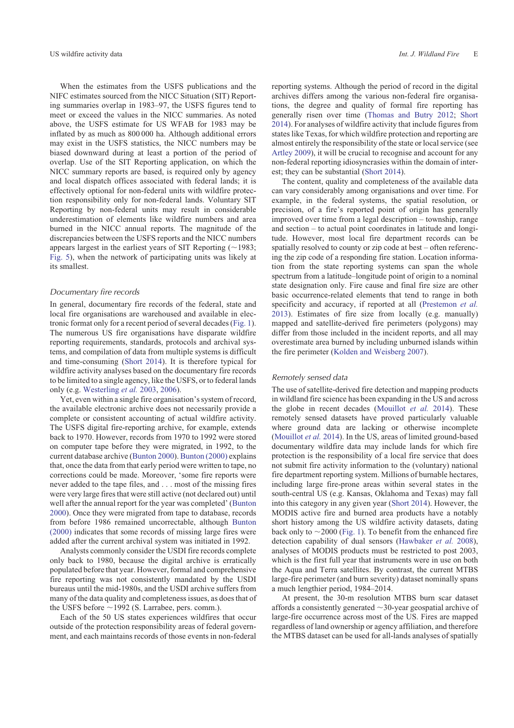When the estimates from the USFS publications and the NIFC estimates sourced from the NICC Situation (SIT) Reporting summaries overlap in 1983–97, the USFS figures tend to meet or exceed the values in the NICC summaries. As noted above, the USFS estimate for US WFAB for 1983 may be inflated by as much as 800 000 ha. Although additional errors may exist in the USFS statistics, the NICC numbers may be biased downward during at least a portion of the period of overlap. Use of the SIT Reporting application, on which the NICC summary reports are based, is required only by agency and local dispatch offices associated with federal lands; it is effectively optional for non-federal units with wildfire protection responsibility only for non-federal lands. Voluntary SIT Reporting by non-federal units may result in considerable underestimation of elements like wildfire numbers and area burned in the NICC annual reports. The magnitude of the discrepancies between the USFS reports and the NICC numbers appears largest in the earliest years of SIT Reporting (~1983; Fig. 5), when the network of participating units was likely at its smallest.

### Documentary fire records

In general, documentary fire records of the federal, state and local fire organisations are warehoused and available in electronic format only for a recent period of several decades (Fig. 1). The numerous US fire organisations have disparate wildfire reporting requirements, standards, protocols and archival systems, and compilation of data from multiple systems is difficult and time-consuming (Short 2014). It is therefore typical for wildfire activity analyses based on the documentary fire records to be limited to a single agency, like the USFS, or to federal lands only (e.g. Westerling *et al.* 2003, 2006).

Yet, even within a single fire organisation's system of record, the available electronic archive does not necessarily provide a complete or consistent accounting of actual wildfire activity. The USFS digital fire-reporting archive, for example, extends back to 1970. However, records from 1970 to 1992 were stored on computer tape before they were migrated, in 1992, to the current database archive (Bunton 2000). Bunton (2000) explains that, once the data from that early period were written to tape, no corrections could be made. Moreover, 'some fire reports were never added to the tape files, and . . . most of the missing fires were very large fires that were still active (not declared out) until well after the annual report for the year was completed' (Bunton 2000). Once they were migrated from tape to database, records from before 1986 remained uncorrectable, although Bunton (2000) indicates that some records of missing large fires were added after the current archival system was initiated in 1992.

Analysts commonly consider the USDI fire records complete only back to 1980, because the digital archive is erratically populated before that year. However, formal and comprehensive fire reporting was not consistently mandated by the USDI bureaus until the mid-1980s, and the USDI archive suffers from many of the data quality and completeness issues, as does that of the USFS before ~1992 (S. Larrabee, pers. comm.).

Each of the 50 US states experiences wildfires that occur outside of the protection responsibility areas of federal government, and each maintains records of those events in non-federal reporting systems. Although the period of record in the digital archives differs among the various non-federal fire organisations, the degree and quality of formal fire reporting has generally risen over time (Thomas and Butry 2012; Short 2014). For analyses of wildfire activity that include figures from states like Texas, for which wildfire protection and reporting are almost entirely the responsibility of the state or local service (see Artley 2009), it will be crucial to recognise and account for any non-federal reporting idiosyncrasies within the domain of interest; they can be substantial (Short 2014).

The content, quality and completeness of the available data can vary considerably among organisations and over time. For example, in the federal systems, the spatial resolution, or precision, of a fire's reported point of origin has generally improved over time from a legal description – township, range and section – to actual point coordinates in latitude and longitude. However, most local fire department records can be spatially resolved to county or zip code at best – often referencing the zip code of a responding fire station. Location information from the state reporting systems can span the whole spectrum from a latitude–longitude point of origin to a nominal state designation only. Fire cause and final fire size are other basic occurrence-related elements that tend to range in both specificity and accuracy, if reported at all (Prestemon *et al.* 2013). Estimates of fire size from locally (e.g. manually) mapped and satellite-derived fire perimeters (polygons) may differ from those included in the incident reports, and all may overestimate area burned by including unburned islands within the fire perimeter (Kolden and Weisberg 2007).

### Remotely sensed data

The use of satellite-derived fire detection and mapping products in wildland fire science has been expanding in the US and across the globe in recent decades (Mouillot *et al.* 2014). These remotely sensed datasets have proved particularly valuable where ground data are lacking or otherwise incomplete (Mouillot *et al.* 2014). In the US, areas of limited ground-based documentary wildfire data may include lands for which fire protection is the responsibility of a local fire service that does not submit fire activity information to the (voluntary) national fire department reporting system. Millions of burnable hectares, including large fire-prone areas within several states in the south-central US (e.g. Kansas, Oklahoma and Texas) may fall into this category in any given year (Short 2014). However, the MODIS active fire and burned area products have a notably short history among the US wildfire activity datasets, dating back only to ~2000 (Fig. 1). To benefit from the enhanced fire detection capability of dual sensors (Hawbaker *et al.* 2008), analyses of MODIS products must be restricted to post 2003, which is the first full year that instruments were in use on both the Aqua and Terra satellites. By contrast, the current MTBS large-fire perimeter (and burn severity) dataset nominally spans a much lengthier period, 1984–2014.

At present, the 30-m resolution MTBS burn scar dataset affords a consistently generated ~30-year geospatial archive of large-fire occurrence across most of the US. Fires are mapped regardless of land ownership or agency affiliation, and therefore the MTBS dataset can be used for all-lands analyses of spatially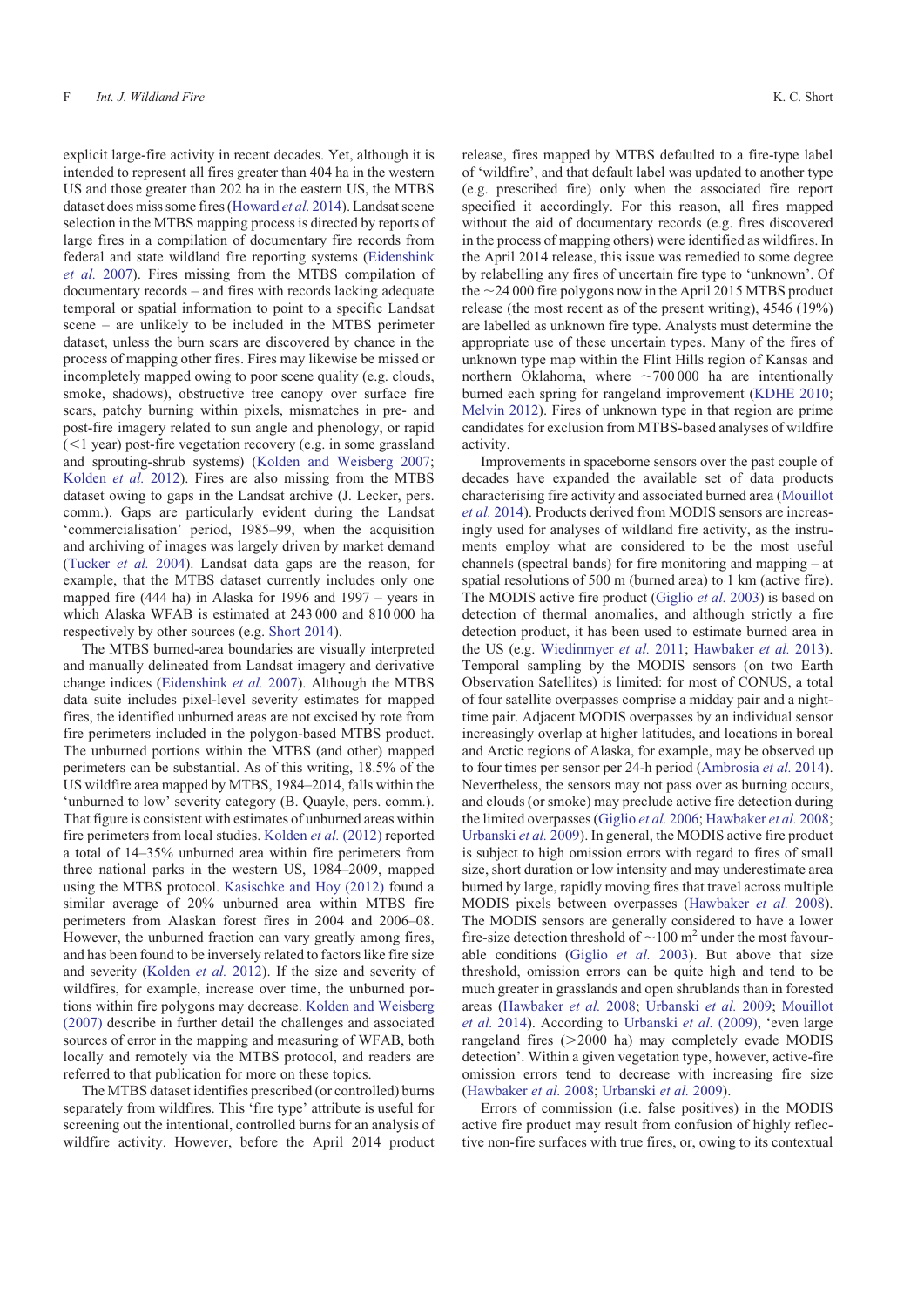explicit large-fire activity in recent decades. Yet, although it is intended to represent all fires greater than 404 ha in the western US and those greater than 202 ha in the eastern US, the MTBS dataset does miss some fires (Howard *et al.* 2014). Landsat scene selection in the MTBS mapping process is directed by reports of large fires in a compilation of documentary fire records from federal and state wildland fire reporting systems (Eidenshink *et al.* 2007). Fires missing from the MTBS compilation of documentary records – and fires with records lacking adequate temporal or spatial information to point to a specific Landsat scene – are unlikely to be included in the MTBS perimeter dataset, unless the burn scars are discovered by chance in the process of mapping other fires. Fires may likewise be missed or incompletely mapped owing to poor scene quality (e.g. clouds, smoke, shadows), obstructive tree canopy over surface fire scars, patchy burning within pixels, mismatches in pre- and post-fire imagery related to sun angle and phenology, or rapid (<1 year) post-fire vegetation recovery (e.g. in some grassland and sprouting-shrub systems) (Kolden and Weisberg 2007; Kolden *et al.* 2012). Fires are also missing from the MTBS dataset owing to gaps in the Landsat archive (J. Lecker, pers. comm.). Gaps are particularly evident during the Landsat 'commercialisation' period, 1985–99, when the acquisition and archiving of images was largely driven by market demand (Tucker *et al.* 2004). Landsat data gaps are the reason, for example, that the MTBS dataset currently includes only one mapped fire (444 ha) in Alaska for 1996 and 1997 – years in which Alaska WFAB is estimated at 243 000 and 810 000 ha respectively by other sources (e.g. Short 2014).

The MTBS burned-area boundaries are visually interpreted and manually delineated from Landsat imagery and derivative change indices (Eidenshink *et al.* 2007). Although the MTBS data suite includes pixel-level severity estimates for mapped fires, the identified unburned areas are not excised by rote from fire perimeters included in the polygon-based MTBS product. The unburned portions within the MTBS (and other) mapped perimeters can be substantial. As of this writing, 18.5% of the US wildfire area mapped by MTBS, 1984–2014, falls within the 'unburned to low' severity category (B. Quayle, pers. comm.). That figure is consistent with estimates of unburned areas within fire perimeters from local studies. Kolden *et al.* (2012) reported a total of 14–35% unburned area within fire perimeters from three national parks in the western US, 1984–2009, mapped using the MTBS protocol. Kasischke and Hoy (2012) found a similar average of 20% unburned area within MTBS fire perimeters from Alaskan forest fires in 2004 and 2006–08. However, the unburned fraction can vary greatly among fires, and has been found to be inversely related to factors like fire size and severity (Kolden *et al.* 2012). If the size and severity of wildfires, for example, increase over time, the unburned portions within fire polygons may decrease. Kolden and Weisberg (2007) describe in further detail the challenges and associated sources of error in the mapping and measuring of WFAB, both locally and remotely via the MTBS protocol, and readers are referred to that publication for more on these topics.

The MTBS dataset identifies prescribed (or controlled) burns separately from wildfires. This 'fire type' attribute is useful for screening out the intentional, controlled burns for an analysis of wildfire activity. However, before the April 2014 product release, fires mapped by MTBS defaulted to a fire-type label of 'wildfire', and that default label was updated to another type (e.g. prescribed fire) only when the associated fire report specified it accordingly. For this reason, all fires mapped without the aid of documentary records (e.g. fires discovered in the process of mapping others) were identified as wildfires. In the April 2014 release, this issue was remedied to some degree by relabelling any fires of uncertain fire type to 'unknown'. Of the ~24 000 fire polygons now in the April 2015 MTBS product release (the most recent as of the present writing), 4546 (19%) are labelled as unknown fire type. Analysts must determine the appropriate use of these uncertain types. Many of the fires of unknown type map within the Flint Hills region of Kansas and northern Oklahoma, where ~700 000 ha are intentionally burned each spring for rangeland improvement (KDHE 2010; Melvin 2012). Fires of unknown type in that region are prime candidates for exclusion from MTBS-based analyses of wildfire activity.

Improvements in spaceborne sensors over the past couple of decades have expanded the available set of data products characterising fire activity and associated burned area (Mouillot *et al.* 2014). Products derived from MODIS sensors are increasingly used for analyses of wildland fire activity, as the instruments employ what are considered to be the most useful channels (spectral bands) for fire monitoring and mapping – at spatial resolutions of 500 m (burned area) to 1 km (active fire). The MODIS active fire product (Giglio *et al.* 2003) is based on detection of thermal anomalies, and although strictly a fire detection product, it has been used to estimate burned area in the US (e.g. Wiedinmyer *et al.* 2011; Hawbaker *et al.* 2013). Temporal sampling by the MODIS sensors (on two Earth Observation Satellites) is limited: for most of CONUS, a total of four satellite overpasses comprise a midday pair and a night-time pair. Adjacent MODIS overpasses by an individual sensor increasingly overlap at higher latitudes, and locations in boreal and Arctic regions of Alaska, for example, may be observed up to four times per sensor per 24-h period (Ambrosia *et al.* 2014). Nevertheless, the sensors may not pass over as burning occurs, and clouds (or smoke) may preclude active fire detection during the limited overpasses (Giglio *et al.* 2006; Hawbaker *et al.* 2008; Urbanski *et al.* 2009). In general, the MODIS active fire product is subject to high omission errors with regard to fires of small size, short duration or low intensity and may underestimate area burned by large, rapidly moving fires that travel across multiple MODIS pixels between overpasses (Hawbaker *et al.* 2008). The MODIS sensors are generally considered to have a lower fire-size detection threshold of ~100 m$^2$ under the most favourable conditions (Giglio *et al.* 2003). But above that size threshold, omission errors can be quite high and tend to be much greater in grasslands and open shrublands than in forested areas (Hawbaker *et al.* 2008; Urbanski *et al.* 2009; Mouillot *et al.* 2014). According to Urbanski *et al.* (2009), 'even large rangeland fires (>2000 ha) may completely evade MODIS detection'. Within a given vegetation type, however, active-fire omission errors tend to decrease with increasing fire size (Hawbaker *et al.* 2008; Urbanski *et al.* 2009).

Errors of commission (i.e. false positives) in the MODIS active fire product may result from confusion of highly reflective non-fire surfaces with true fires, or, owing to its contextual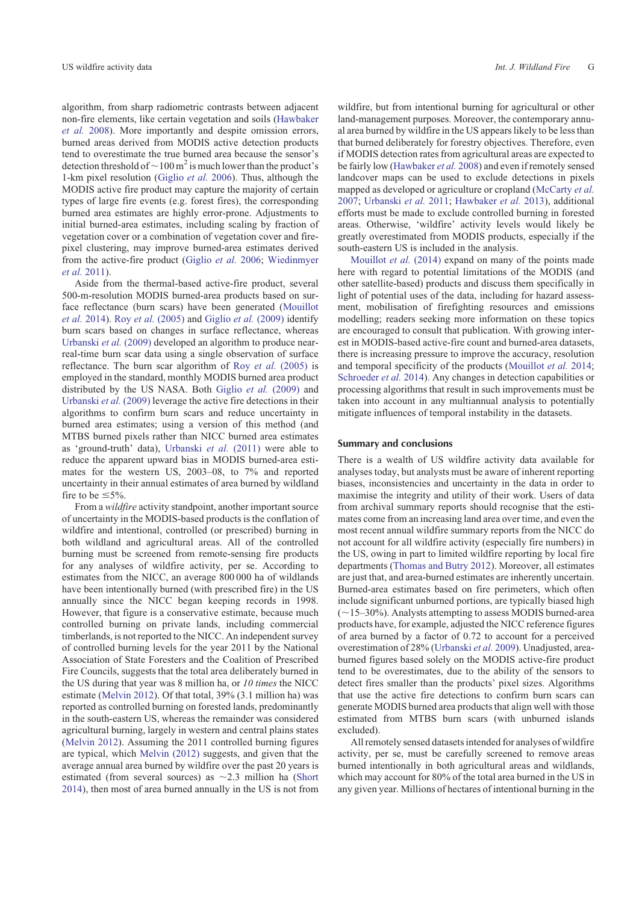algorithm, from sharp radiometric contrasts between adjacent non-fire elements, like certain vegetation and soils (Hawbaker *et al.* 2008). More importantly and despite omission errors, burned areas derived from MODIS active detection products tend to overestimate the true burned area because the sensor's detection threshold of ~100 $m^2$ is much lower than the product's 1-km pixel resolution (Giglio *et al.* 2006). Thus, although the MODIS active fire product may capture the majority of certain types of large fire events (e.g. forest fires), the corresponding burned area estimates are highly error-prone. Adjustments to initial burned-area estimates, including scaling by fraction of vegetation cover or a combination of vegetation cover and fire-pixel clustering, may improve burned-area estimates derived from the active-fire product (Giglio *et al.* 2006; Wiedinmyer *et al.* 2011).

Aside from the thermal-based active-fire product, several 500-m-resolution MODIS burned-area products based on surface reflectance (burn scars) have been generated (Mouillot *et al.* 2014). Roy *et al.* (2005) and Giglio *et al.* (2009) identify burn scars based on changes in surface reflectance, whereas Urbanski *et al.* (2009) developed an algorithm to produce near-real-time burn scar data using a single observation of surface reflectance. The burn scar algorithm of Roy *et al.* (2005) is employed in the standard, monthly MODIS burned area product distributed by the US NASA. Both Giglio *et al.* (2009) and Urbanski *et al.* (2009) leverage the active fire detections in their algorithms to confirm burn scars and reduce uncertainty in burned area estimates; using a version of this method (and MTBS burned pixels rather than NICC burned area estimates as 'ground-truth' data), Urbanski *et al.* (2011) were able to reduce the apparent underestimation bias in MODIS burned-area estimates for the western US, 2003–08, to 7% and reported uncertainty in their annual estimates of area burned by wildland fire to be ≤5%.

From a *wildfire* activity standpoint, another important source of uncertainty in the MODIS-based products is the conflation of wildfire and intentional, controlled (or prescribed) burning in both wildland and agricultural areas. All of the controlled burning must be screened from remote-sensing fire products for any analyses of wildfire activity, per se. According to estimates from the NICC, an average 800 000 ha of wildlands have been intentionally burned (with prescribed fire) in the US annually since the NICC began keeping records in 1998. However, that figure is a conservative estimate, because much controlled burning on private lands, including commercial timberlands, is not reported to the NICC. An independent survey of controlled burning levels for the year 2011 by the National Association of State Foresters and the Coalition of Prescribed Fire Councils, suggests that the total area deliberately burned in the US during that year was 8 million ha, or *10 times* the NICC estimate (Melvin 2012). Of that total, 39% (3.1 million ha) was reported as controlled burning on forested lands, predominantly in the south-eastern US, whereas the remainder was considered agricultural burning, largely in western and central plains states (Melvin 2012). Assuming the 2011 controlled burning figures are typical, which Melvin (2012) suggests, and given that the average annual area burned by wildfire over the past 20 years is estimated (from several sources) as ~2.3 million ha (Short 2014), then most of area burned annually in the US is not from wildfire, but from intentional burning for agricultural or other land-management purposes. Moreover, the contemporary annual area burned by wildfire in the US appears likely to be less than that burned deliberately for forestry objectives. Therefore, even if MODIS detection rates from agricultural areas are expected to be fairly low (Hawbaker *et al.* 2008) and even if remotely sensed landcover maps can be used to exclude detections in pixels mapped as developed or agriculture or cropland (McCarty *et al.* 2007; Urbanski *et al.* 2011; Hawbaker *et al.* 2013), additional efforts must be made to exclude controlled burning in forested areas. Otherwise, 'wildfire' activity levels would likely be greatly overestimated from MODIS products, especially if the south-eastern US is included in the analysis.

Mouillot *et al.* (2014) expand on many of the points made here with regard to potential limitations of the MODIS (and other satellite-based) products and discuss them specifically in light of potential uses of the data, including for hazard assessment, mobilisation of firefighting resources and emissions modelling; readers seeking more information on these topics are encouraged to consult that publication. With growing interest in MODIS-based active-fire count and burned-area datasets, there is increasing pressure to improve the accuracy, resolution and temporal specificity of the products (Mouillot *et al.* 2014; Schroeder *et al.* 2014). Any changes in detection capabilities or processing algorithms that result in such improvements must be taken into account in any multiannual analysis to potentially mitigate influences of temporal instability in the datasets.

## Summary and conclusions

There is a wealth of US wildfire activity data available for analyses today, but analysts must be aware of inherent reporting biases, inconsistencies and uncertainty in the data in order to maximise the integrity and utility of their work. Users of data from archival summary reports should recognise that the estimates come from an increasing land area over time, and even the most recent annual wildfire summary reports from the NICC do not account for all wildfire activity (especially fire numbers) in the US, owing in part to limited wildfire reporting by local fire departments (Thomas and Butry 2012). Moreover, all estimates are just that, and area-burned estimates are inherently uncertain. Burned-area estimates based on fire perimeters, which often include significant unburned portions, are typically biased high (~15–30%). Analysts attempting to assess MODIS burned-area products have, for example, adjusted the NICC reference figures of area burned by a factor of 0.72 to account for a perceived overestimation of 28% (Urbanski *et al.* 2009). Unadjusted, area-burned figures based solely on the MODIS active-fire product tend to be overestimates, due to the ability of the sensors to detect fires smaller than the products' pixel sizes. Algorithms that use the active fire detections to confirm burn scars can generate MODIS burned area products that align well with those estimated from MTBS burn scars (with unburned islands excluded).

All remotely sensed datasets intended for analyses of wildfire activity, per se, must be carefully screened to remove areas burned intentionally in both agricultural areas and wildlands, which may account for 80% of the total area burned in the US in any given year. Millions of hectares of intentional burning in the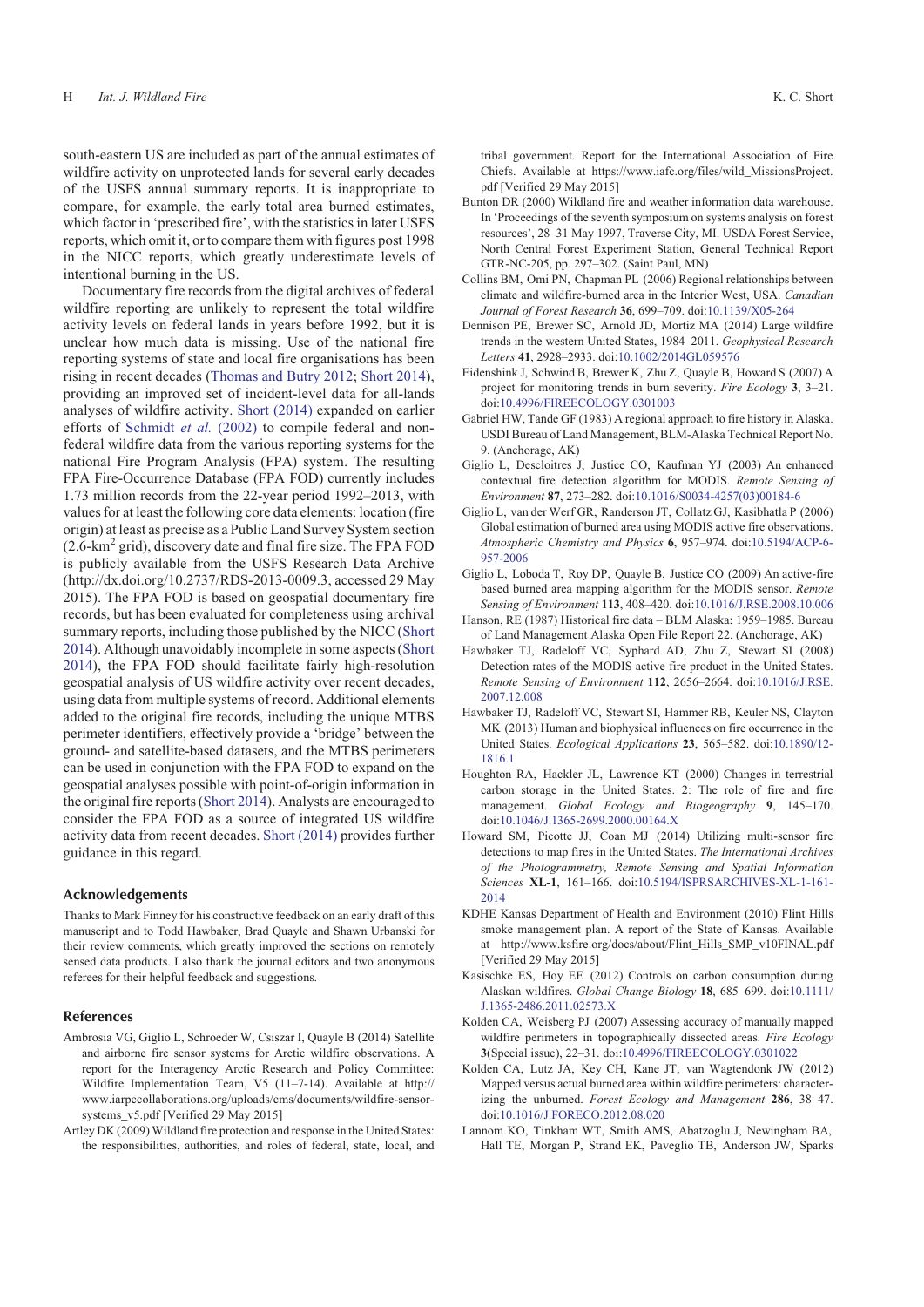south-eastern US are included as part of the annual estimates of wildfire activity on unprotected lands for several early decades of the USFS annual summary reports. It is inappropriate to compare, for example, the early total area burned estimates, which factor in 'prescribed fire', with the statistics in later USFS reports, which omit it, or to compare them with figures post 1998 in the NICC reports, which greatly underestimate levels of intentional burning in the US.

Documentary fire records from the digital archives of federal wildfire reporting are unlikely to represent the total wildfire activity levels on federal lands in years before 1992, but it is unclear how much data is missing. Use of the national fire reporting systems of state and local fire organisations has been rising in recent decades (Thomas and Butry 2012; Short 2014), providing an improved set of incident-level data for all-lands analyses of wildfire activity. Short (2014) expanded on earlier efforts of Schmidt *et al.* (2002) to compile federal and non-federal wildfire data from the various reporting systems for the national Fire Program Analysis (FPA) system. The resulting FPA Fire-Occurrence Database (FPA FOD) currently includes 1.73 million records from the 22-year period 1992–2013, with values for at least the following core data elements: location (fire origin) at least as precise as a Public Land Survey System section (2.6-km$^2$ grid), discovery date and final fire size. The FPA FOD is publicly available from the USFS Research Data Archive (http://dx.doi.org/10.2737/RDS-2013-0009.3, accessed 29 May 2015). The FPA FOD is based on geospatial documentary fire records, but has been evaluated for completeness using archival summary reports, including those published by the NICC (Short 2014). Although unavoidably incomplete in some aspects (Short 2014), the FPA FOD should facilitate fairly high-resolution geospatial analysis of US wildfire activity over recent decades, using data from multiple systems of record. Additional elements added to the original fire records, including the unique MTBS perimeter identifiers, effectively provide a 'bridge' between the ground- and satellite-based datasets, and the MTBS perimeters can be used in conjunction with the FPA FOD to expand on the geospatial analyses possible with point-of-origin information in the original fire reports (Short 2014). Analysts are encouraged to consider the FPA FOD as a source of integrated US wildfire activity data from recent decades. Short (2014) provides further guidance in this regard.

## Acknowledgements

Thanks to Mark Finney for his constructive feedback on an early draft of this manuscript and to Todd Hawbaker, Brad Quayle and Shawn Urbanski for their review comments, which greatly improved the sections on remotely sensed data products. I also thank the journal editors and two anonymous referees for their helpful feedback and suggestions.

## References

Ambrosia VG, Giglio L, Schroeder W, Csiszar I, Quayle B (2014) Satellite and airborne fire sensor systems for Arctic wildfire observations. A report for the Interagency Arctic Research and Policy Committee: Wildfire Implementation Team, V5 (11–7-14). Available at http://www.iarpccollaborations.org/uploads/cms/documents/wildfire-sensor-systems_v5.pdf [Verified 29 May 2015]

Artley DK (2009) Wildland fire protection and response in the United States: the responsibilities, authorities, and roles of federal, state, local, and tribal government. Report for the International Association of Fire Chiefs. Available at https://www.iafc.org/files/wild_MissionsProject.pdf [Verified 29 May 2015]

Bunton DR (2000) Wildland fire and weather information data warehouse. In 'Proceedings of the seventh symposium on systems analysis on forest resources', 28–31 May 1997, Traverse City, MI. USDA Forest Service, North Central Forest Experiment Station, General Technical Report GTR-NC-205, pp. 297–302. (Saint Paul, MN)

Collins BM, Omi PN, Chapman PL (2006) Regional relationships between climate and wildfire-burned area in the Interior West, USA. *Canadian Journal of Forest Research* **36**, 699–709. doi:10.1139/X05-264

Dennison PE, Brewer SC, Arnold JD, Mortiz MA (2014) Large wildfire trends in the western United States, 1984–2011. *Geophysical Research Letters* **41**, 2928–2933. doi:10.1002/2014GL059576

Eidenshink J, Schwind B, Brewer K, Zhu Z, Quayle B, Howard S (2007) A project for monitoring trends in burn severity. *Fire Ecology* **3**, 3–21. doi:10.4996/FIREECOLOGY.0301003

Gabriel HW, Tande GF (1983) A regional approach to fire history in Alaska. USDI Bureau of Land Management, BLM-Alaska Technical Report No. 9. (Anchorage, AK)

Giglio L, Descloitres J, Justice CO, Kaufman YJ (2003) An enhanced contextual fire detection algorithm for MODIS. *Remote Sensing of Environment* **87**, 273–282. doi:10.1016/S0034-4257(03)00184-6

Giglio L, van der Werf GR, Randerson JT, Collatz GJ, Kasibhatla P (2006) Global estimation of burned area using MODIS active fire observations. *Atmospheric Chemistry and Physics* **6**, 957–974. doi:10.5194/ACP-6-957-2006

Giglio L, Loboda T, Roy DP, Quayle B, Justice CO (2009) An active-fire based burned area mapping algorithm for the MODIS sensor. *Remote Sensing of Environment* **113**, 408–420. doi:10.1016/J.RSE.2008.10.006

Hanson, RE (1987) Historical fire data – BLM Alaska: 1959–1985. Bureau of Land Management Alaska Open File Report 22. (Anchorage, AK)

Hawbaker TJ, Radeloff VC, Syphard AD, Zhu Z, Stewart SI (2008) Detection rates of the MODIS active fire product in the United States. *Remote Sensing of Environment* **112**, 2656–2664. doi:10.1016/J.RSE.2007.12.008

Hawbaker TJ, Radeloff VC, Stewart SI, Hammer RB, Keuler NS, Clayton MK (2013) Human and biophysical influences on fire occurrence in the United States. *Ecological Applications* **23**, 565–582. doi:10.1890/12-1816.1

Houghton RA, Hackler JL, Lawrence KT (2000) Changes in terrestrial carbon storage in the United States. 2: The role of fire and fire management. *Global Ecology and Biogeography* **9**, 145–170. doi:10.1046/J.1365-2699.2000.00164.X

Howard SM, Picotte JJ, Coan MJ (2014) Utilizing multi-sensor fire detections to map fires in the United States. *The International Archives of the Photogrammetry, Remote Sensing and Spatial Information Sciences* **XL-1**, 161–166. doi:10.5194/ISPRSARCHIVES-XL-1-161-2014

KDHE Kansas Department of Health and Environment (2010) Flint Hills smoke management plan. A report of the State of Kansas. Available at http://www.ksfire.org/docs/about/Flint_Hills_SMP_v10FINAL.pdf [Verified 29 May 2015]

Kasischke ES, Hoy EE (2012) Controls on carbon consumption during Alaskan wildfires. *Global Change Biology* **18**, 685–699. doi:10.1111/J.1365-2486.2011.02573.X

Kolden CA, Weisberg PJ (2007) Assessing accuracy of manually mapped wildfire perimeters in topographically dissected areas. *Fire Ecology* **3**(Special issue), 22–31. doi:10.4996/FIREECOLOGY.0301022

Kolden CA, Lutz JA, Key CH, Kane JT, van Wagtendonk JW (2012) Mapped versus actual burned area within wildfire perimeters: characterizing the unburned. *Forest Ecology and Management* **286**, 38–47. doi:10.1016/J.FORECO.2012.08.020

Lannom KO, Tinkham WT, Smith AMS, Abatzoglu J, Newingham BA, Hall TE, Morgan P, Strand EK, Paveglio TB, Anderson JW, Sparks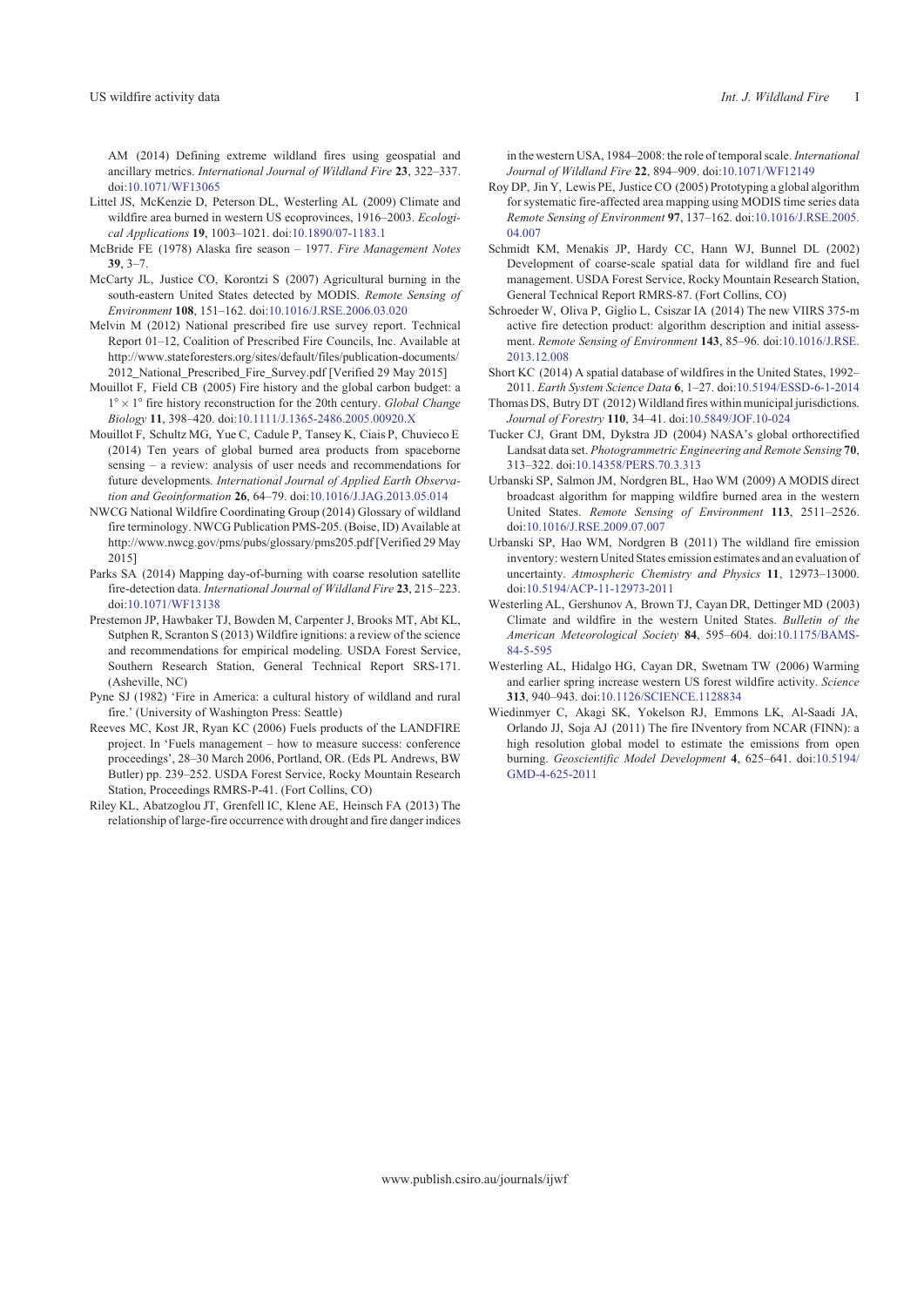AM (2014) Defining extreme wildland fires using geospatial and ancillary metrics. *International Journal of Wildland Fire* **23**, 322–337. doi:10.1071/WF13065

Littel JS, McKenzie D, Peterson DL, Westerling AL (2009) Climate and wildfire area burned in western US ecoprovinces, 1916–2003. *Ecological Applications* **19**, 1003–1021. doi:10.1890/07-1183.1

McBride FE (1978) Alaska fire season – 1977. *Fire Management Notes* **39**, 3–7.

McCarty JL, Justice CO, Korontzi S (2007) Agricultural burning in the south-eastern United States detected by MODIS. *Remote Sensing of Environment* **108**, 151–162. doi:10.1016/J.RSE.2006.03.020

Melvin M (2012) National prescribed fire use survey report. Technical Report 01–12, Coalition of Prescribed Fire Councils, Inc. Available at http://www.stateforesters.org/sites/default/files/publication-documents/2012_National_Prescribed_Fire_Survey.pdf [Verified 29 May 2015]

Mouillot F, Field CB (2005) Fire history and the global carbon budget: a $1° \times 1°$ fire history reconstruction for the 20th century. *Global Change Biology* **11**, 398–420. doi:10.1111/J.1365-2486.2005.00920.X

Mouillot F, Schultz MG, Yue C, Cadule P, Tansey K, Ciais P, Chuvieco E (2014) Ten years of global burned area products from spaceborne sensing – a review: analysis of user needs and recommendations for future developments. *International Journal of Applied Earth Observation and Geoinformation* **26**, 64–79. doi:10.1016/J.JAG.2013.05.014

NWCG National Wildfire Coordinating Group (2014) Glossary of wildland fire terminology. NWCG Publication PMS-205. (Boise, ID) Available at http://www.nwcg.gov/pms/pubs/glossary/pms205.pdf [Verified 29 May 2015]

Parks SA (2014) Mapping day-of-burning with coarse resolution satellite fire-detection data. *International Journal of Wildland Fire* **23**, 215–223. doi:10.1071/WF13138

Prestemon JP, Hawbaker TJ, Bowden M, Carpenter J, Brooks MT, Abt KL, Sutphen R, Scranton S (2013) Wildfire ignitions: a review of the science and recommendations for empirical modeling. USDA Forest Service, Southern Research Station, General Technical Report SRS-171. (Asheville, NC)

Pyne SJ (1982) 'Fire in America: a cultural history of wildland and rural fire.' (University of Washington Press: Seattle)

Reeves MC, Kost JR, Ryan KC (2006) Fuels products of the LANDFIRE project. In 'Fuels management – how to measure success: conference proceedings', 28–30 March 2006, Portland, OR. (Eds PL Andrews, BW Butler) pp. 239–252. USDA Forest Service, Rocky Mountain Research Station, Proceedings RMRS-P-41. (Fort Collins, CO)

Riley KL, Abatzoglou JT, Grenfell IC, Klene AE, Heinsch FA (2013) The relationship of large-fire occurrence with drought and fire danger indices in the western USA, 1984–2008: the role of temporal scale. *International Journal of Wildland Fire* **22**, 894–909. doi:10.1071/WF12149

Roy DP, Jin Y, Lewis PE, Justice CO (2005) Prototyping a global algorithm for systematic fire-affected area mapping using MODIS time series data *Remote Sensing of Environment* **97**, 137–162. doi:10.1016/J.RSE.2005.04.007

Schmidt KM, Menakis JP, Hardy CC, Hann WJ, Bunnel DL (2002) Development of coarse-scale spatial data for wildland fire and fuel management. USDA Forest Service, Rocky Mountain Research Station, General Technical Report RMRS-87. (Fort Collins, CO)

Schroeder W, Oliva P, Giglio L, Csiszar IA (2014) The new VIIRS 375-m active fire detection product: algorithm description and initial assessment. *Remote Sensing of Environment* **143**, 85–96. doi:10.1016/J.RSE.2013.12.008

Short KC (2014) A spatial database of wildfires in the United States, 1992–2011. *Earth System Science Data* **6**, 1–27. doi:10.5194/ESSD-6-1-2014

Thomas DS, Butry DT (2012) Wildland fires within municipal jurisdictions. *Journal of Forestry* **110**, 34–41. doi:10.5849/JOF.10-024

Tucker CJ, Grant DM, Dykstra JD (2004) NASA's global orthorectified Landsat data set. *Photogrammetric Engineering and Remote Sensing* **70**, 313–322. doi:10.14358/PERS.70.3.313

Urbanski SP, Salmon JM, Nordgren BL, Hao WM (2009) A MODIS direct broadcast algorithm for mapping wildfire burned area in the western United States. *Remote Sensing of Environment* **113**, 2511–2526. doi:10.1016/J.RSE.2009.07.007

Urbanski SP, Hao WM, Nordgren B (2011) The wildland fire emission inventory: western United States emission estimates and an evaluation of uncertainty. *Atmospheric Chemistry and Physics* **11**, 12973–13000. doi:10.5194/ACP-11-12973-2011

Westerling AL, Gershunov A, Brown TJ, Cayan DR, Dettinger MD (2003) Climate and wildfire in the western United States. *Bulletin of the American Meteorological Society* **84**, 595–604. doi:10.1175/BAMS-84-5-595

Westerling AL, Hidalgo HG, Cayan DR, Swetnam TW (2006) Warming and earlier spring increase western US forest wildfire activity. *Science* **313**, 940–943. doi:10.1126/SCIENCE.1128834

Wiedinmyer C, Akagi SK, Yokelson RJ, Emmons LK, Al-Saadi JA, Orlando JJ, Soja AJ (2011) The fire INventory from NCAR (FINN): a high resolution global model to estimate the emissions from open burning. *Geoscientific Model Development* **4**, 625–641. doi:10.5194/GMD-4-625-2011